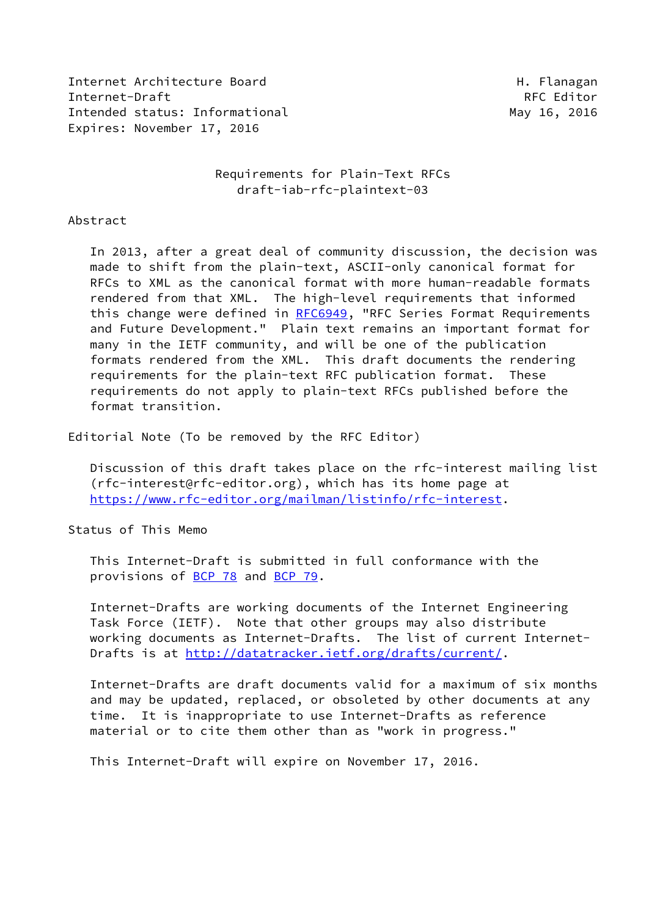Internet Architecture Board                                  H. Flanagan
Internet-Draft                                                RFC Editor
Intended status: Informational                              May 16, 2016
Expires: November 17, 2016

# Requirements for Plain-Text RFCs
draft-iab-rfc-plaintext-03

## Abstract

In 2013, after a great deal of community discussion, the decision was made to shift from the plain-text, ASCII-only canonical format for RFCs to XML as the canonical format with more human-readable formats rendered from that XML. The high-level requirements that informed this change were defined in RFC6949, "RFC Series Format Requirements and Future Development." Plain text remains an important format for many in the IETF community, and will be one of the publication formats rendered from the XML. This draft documents the rendering requirements for the plain-text RFC publication format. These requirements do not apply to plain-text RFCs published before the format transition.

## Editorial Note (To be removed by the RFC Editor)

Discussion of this draft takes place on the rfc-interest mailing list (rfc-interest@rfc-editor.org), which has its home page at https://www.rfc-editor.org/mailman/listinfo/rfc-interest.

## Status of This Memo

This Internet-Draft is submitted in full conformance with the provisions of BCP 78 and BCP 79.

Internet-Drafts are working documents of the Internet Engineering Task Force (IETF). Note that other groups may also distribute working documents as Internet-Drafts. The list of current Internet-Drafts is at http://datatracker.ietf.org/drafts/current/.

Internet-Drafts are draft documents valid for a maximum of six months and may be updated, replaced, or obsoleted by other documents at any time. It is inappropriate to use Internet-Drafts as reference material or to cite them other than as "work in progress."

This Internet-Draft will expire on November 17, 2016.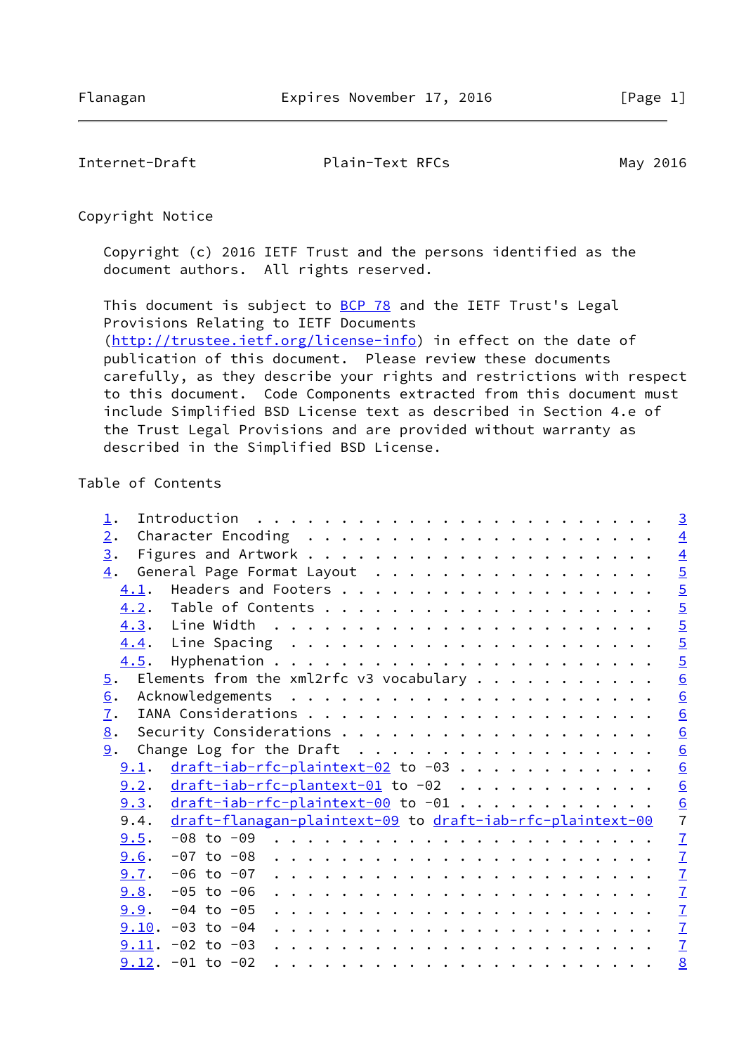## Copyright Notice

Copyright (c) 2016 IETF Trust and the persons identified as the document authors. All rights reserved.

This document is subject to BCP 78 and the IETF Trust's Legal Provisions Relating to IETF Documents (http://trustee.ietf.org/license-info) in effect on the date of publication of this document. Please review these documents carefully, as they describe your rights and restrictions with respect to this document. Code Components extracted from this document must include Simplified BSD License text as described in Section 4.e of the Trust Legal Provisions and are provided without warranty as described in the Simplified BSD License.

## Table of Contents

```
   1.  Introduction . . . . . . . . . . . . . . . . . . . . . . . .   3
   2.  Character Encoding . . . . . . . . . . . . . . . . . . . . .   4
   3.  Figures and Artwork  . . . . . . . . . . . . . . . . . . . .   4
   4.  General Page Format Layout . . . . . . . . . . . . . . . . .   5
     4.1.  Headers and Footers  . . . . . . . . . . . . . . . . . .   5
     4.2.  Table of Contents  . . . . . . . . . . . . . . . . . . .   5
     4.3.  Line Width . . . . . . . . . . . . . . . . . . . . . . .   5
     4.4.  Line Spacing . . . . . . . . . . . . . . . . . . . . . .   5
     4.5.  Hyphenation  . . . . . . . . . . . . . . . . . . . . . .   5
   5.  Elements from the xml2rfc v3 vocabulary  . . . . . . . . . .   6
   6.  Acknowledgements . . . . . . . . . . . . . . . . . . . . . .   6
   7.  IANA Considerations  . . . . . . . . . . . . . . . . . . . .   6
   8.  Security Considerations  . . . . . . . . . . . . . . . . . .   6
   9.  Change Log for the Draft . . . . . . . . . . . . . . . . . .   6
     9.1.  draft-iab-rfc-plaintext-02 to -03  . . . . . . . . . . .   6
     9.2.  draft-iab-rfc-plantext-01 to -02 . . . . . . . . . . . .   6
     9.3.  draft-iab-rfc-plaintext-00 to -01  . . . . . . . . . . .   6
     9.4.  draft-flanagan-plaintext-09 to draft-iab-rfc-plaintext-00  7
     9.5.  -08 to -09 . . . . . . . . . . . . . . . . . . . . . . .   7
     9.6.  -07 to -08 . . . . . . . . . . . . . . . . . . . . . . .   7
     9.7.  -06 to -07 . . . . . . . . . . . . . . . . . . . . . . .   7
     9.8.  -05 to -06 . . . . . . . . . . . . . . . . . . . . . . .   7
     9.9.  -04 to -05 . . . . . . . . . . . . . . . . . . . . . . .   7
     9.10. -03 to -04 . . . . . . . . . . . . . . . . . . . . . . .   7
     9.11. -02 to -03 . . . . . . . . . . . . . . . . . . . . . . .   7
     9.12. -01 to -02 . . . . . . . . . . . . . . . . . . . . . . .   8
```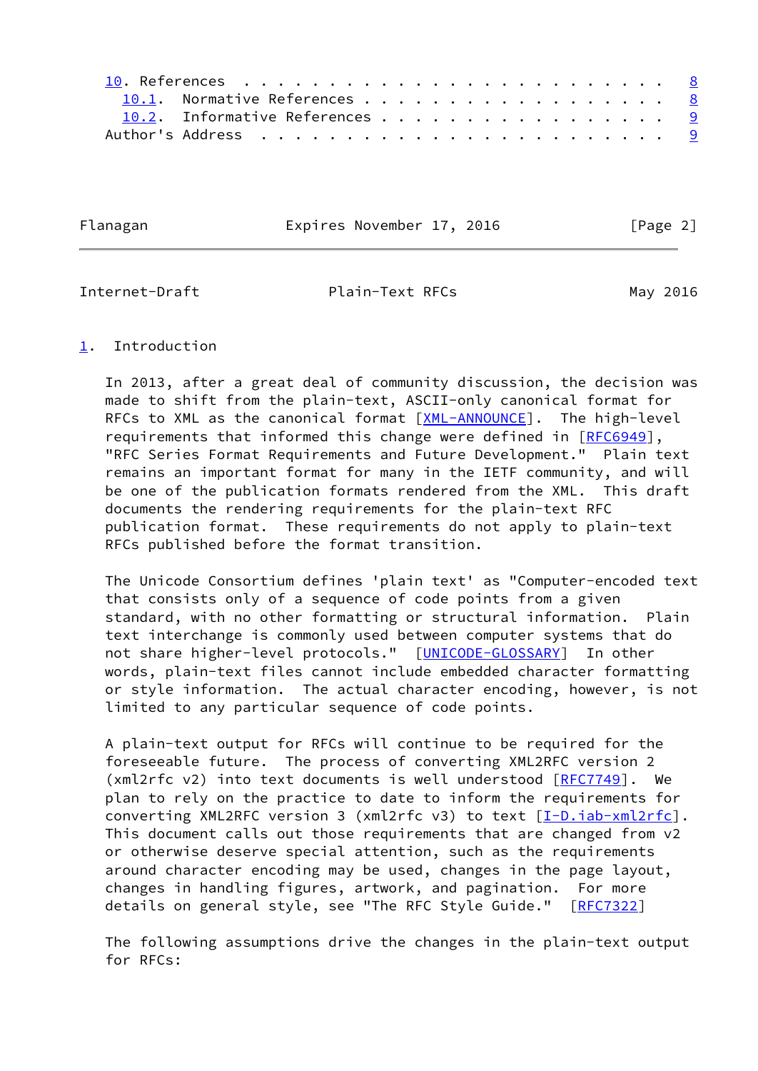10. References . . . . . . . . . . . . . . . . . . . . . . . . . 8
  10.1. Normative References . . . . . . . . . . . . . . . . . . 8
  10.2. Informative References . . . . . . . . . . . . . . . . . 9
Author's Address . . . . . . . . . . . . . . . . . . . . . . . . 9

## 1. Introduction

In 2013, after a great deal of community discussion, the decision was made to shift from the plain-text, ASCII-only canonical format for RFCs to XML as the canonical format [XML-ANNOUNCE]. The high-level requirements that informed this change were defined in [RFC6949], "RFC Series Format Requirements and Future Development." Plain text remains an important format for many in the IETF community, and will be one of the publication formats rendered from the XML. This draft documents the rendering requirements for the plain-text RFC publication format. These requirements do not apply to plain-text RFCs published before the format transition.

The Unicode Consortium defines 'plain text' as "Computer-encoded text that consists only of a sequence of code points from a given standard, with no other formatting or structural information. Plain text interchange is commonly used between computer systems that do not share higher-level protocols." [UNICODE-GLOSSARY] In other words, plain-text files cannot include embedded character formatting or style information. The actual character encoding, however, is not limited to any particular sequence of code points.

A plain-text output for RFCs will continue to be required for the foreseeable future. The process of converting XML2RFC version 2 (xml2rfc v2) into text documents is well understood [RFC7749]. We plan to rely on the practice to date to inform the requirements for converting XML2RFC version 3 (xml2rfc v3) to text [I-D.iab-xml2rfc]. This document calls out those requirements that are changed from v2 or otherwise deserve special attention, such as the requirements around character encoding may be used, changes in the page layout, changes in handling figures, artwork, and pagination. For more details on general style, see "The RFC Style Guide." [RFC7322]

The following assumptions drive the changes in the plain-text output for RFCs: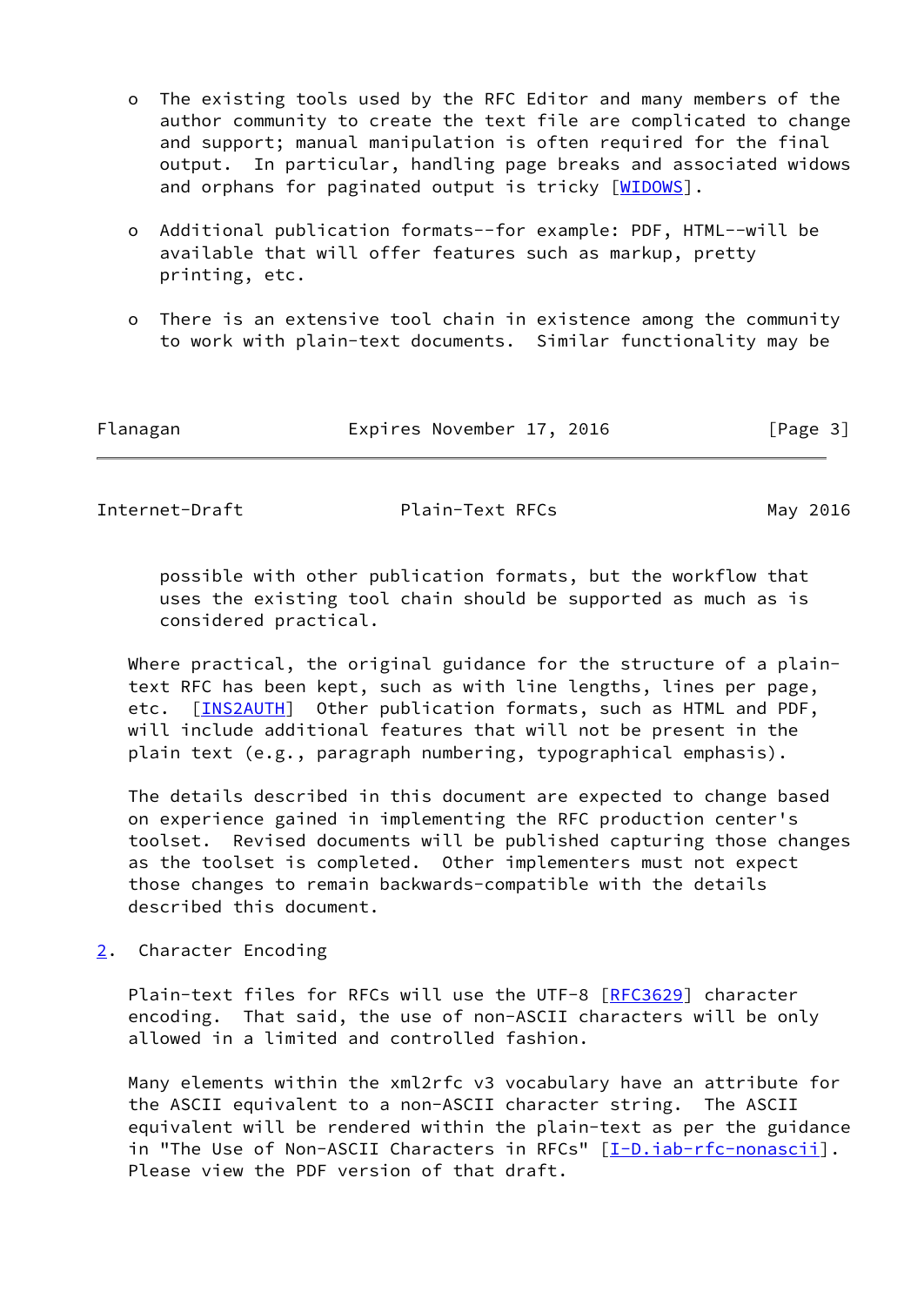- The existing tools used by the RFC Editor and many members of the author community to create the text file are complicated to change and support; manual manipulation is often required for the final output. In particular, handling page breaks and associated widows and orphans for paginated output is tricky [WIDOWS].

- Additional publication formats--for example: PDF, HTML--will be available that will offer features such as markup, pretty printing, etc.

- There is an extensive tool chain in existence among the community to work with plain-text documents. Similar functionality may be possible with other publication formats, but the workflow that uses the existing tool chain should be supported as much as is considered practical.

Where practical, the original guidance for the structure of a plain-text RFC has been kept, such as with line lengths, lines per page, etc. [INS2AUTH] Other publication formats, such as HTML and PDF, will include additional features that will not be present in the plain text (e.g., paragraph numbering, typographical emphasis).

The details described in this document are expected to change based on experience gained in implementing the RFC production center's toolset. Revised documents will be published capturing those changes as the toolset is completed. Other implementers must not expect those changes to remain backwards-compatible with the details described this document.

## 2. Character Encoding

Plain-text files for RFCs will use the UTF-8 [RFC3629] character encoding. That said, the use of non-ASCII characters will be only allowed in a limited and controlled fashion.

Many elements within the xml2rfc v3 vocabulary have an attribute for the ASCII equivalent to a non-ASCII character string. The ASCII equivalent will be rendered within the plain-text as per the guidance in "The Use of Non-ASCII Characters in RFCs" [I-D.iab-rfc-nonascii]. Please view the PDF version of that draft.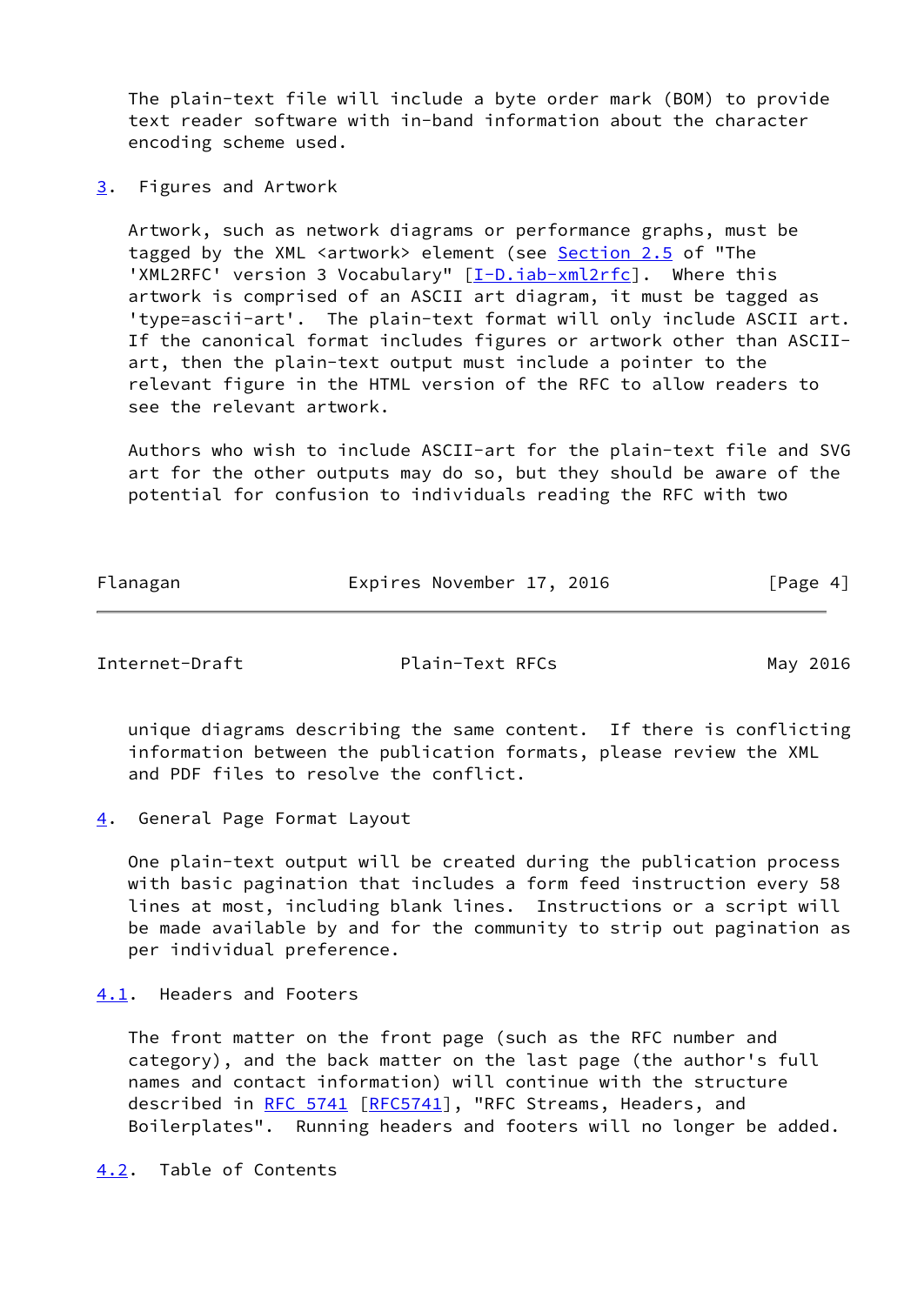The plain-text file will include a byte order mark (BOM) to provide text reader software with in-band information about the character encoding scheme used.

## 3. Figures and Artwork

Artwork, such as network diagrams or performance graphs, must be tagged by the XML <artwork> element (see Section 2.5 of "The 'XML2RFC' version 3 Vocabulary" [I-D.iab-xml2rfc]). Where this artwork is comprised of an ASCII art diagram, it must be tagged as 'type=ascii-art'. The plain-text format will only include ASCII art. If the canonical format includes figures or artwork other than ASCII-art, then the plain-text output must include a pointer to the relevant figure in the HTML version of the RFC to allow readers to see the relevant artwork.

Authors who wish to include ASCII-art for the plain-text file and SVG art for the other outputs may do so, but they should be aware of the potential for confusion to individuals reading the RFC with two unique diagrams describing the same content. If there is conflicting information between the publication formats, please review the XML and PDF files to resolve the conflict.

## 4. General Page Format Layout

One plain-text output will be created during the publication process with basic pagination that includes a form feed instruction every 58 lines at most, including blank lines. Instructions or a script will be made available by and for the community to strip out pagination as per individual preference.

### 4.1. Headers and Footers

The front matter on the front page (such as the RFC number and category), and the back matter on the last page (the author's full names and contact information) will continue with the structure described in RFC 5741 [RFC5741], "RFC Streams, Headers, and Boilerplates". Running headers and footers will no longer be added.

### 4.2. Table of Contents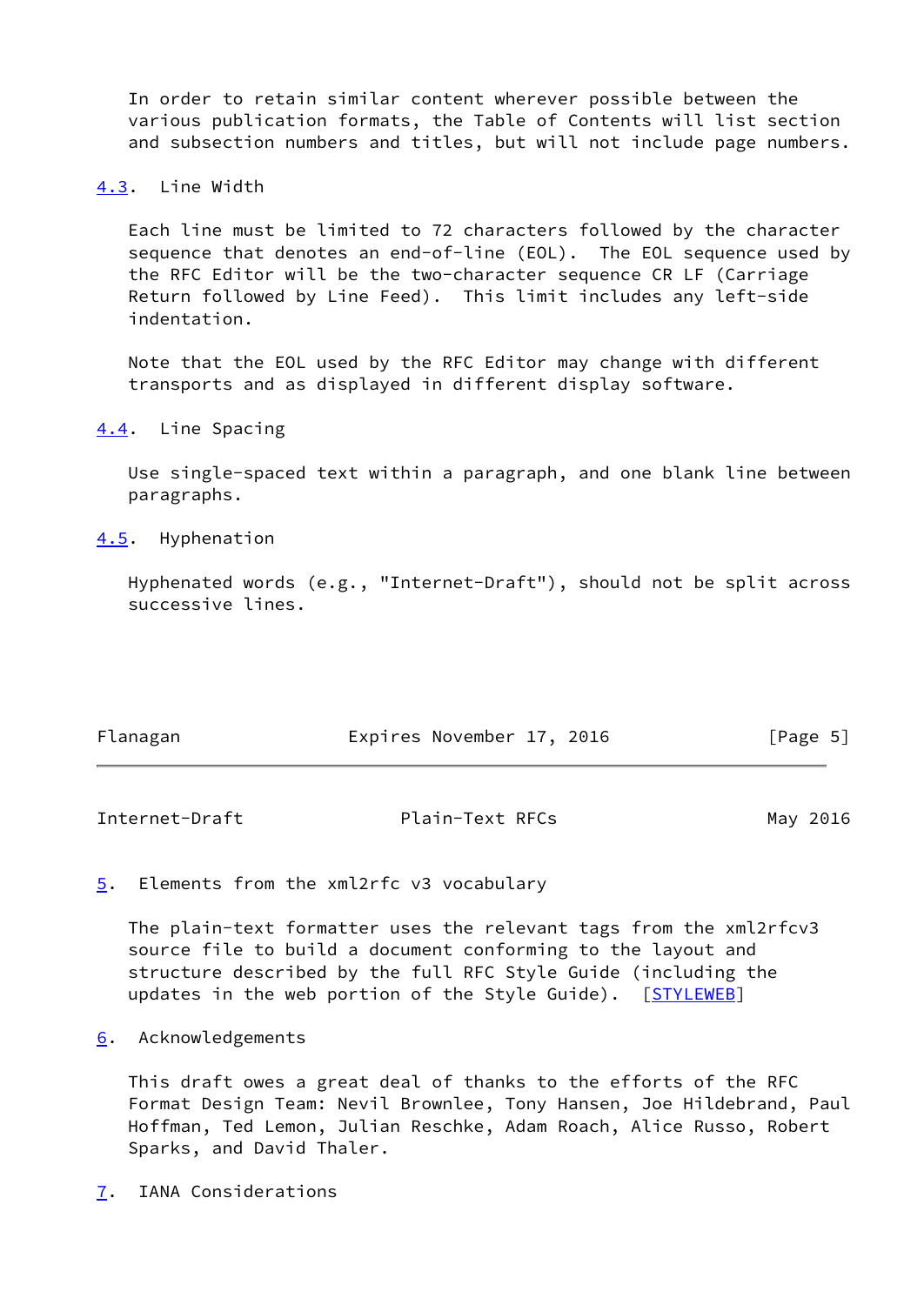In order to retain similar content wherever possible between the various publication formats, the Table of Contents will list section and subsection numbers and titles, but will not include page numbers.

### 4.3. Line Width

Each line must be limited to 72 characters followed by the character sequence that denotes an end-of-line (EOL). The EOL sequence used by the RFC Editor will be the two-character sequence CR LF (Carriage Return followed by Line Feed). This limit includes any left-side indentation.

Note that the EOL used by the RFC Editor may change with different transports and as displayed in different display software.

### 4.4. Line Spacing

Use single-spaced text within a paragraph, and one blank line between paragraphs.

### 4.5. Hyphenation

Hyphenated words (e.g., "Internet-Draft"), should not be split across successive lines.

## 5. Elements from the xml2rfc v3 vocabulary

The plain-text formatter uses the relevant tags from the xml2rfcv3 source file to build a document conforming to the layout and structure described by the full RFC Style Guide (including the updates in the web portion of the Style Guide). [STYLEWEB]

## 6. Acknowledgements

This draft owes a great deal of thanks to the efforts of the RFC Format Design Team: Nevil Brownlee, Tony Hansen, Joe Hildebrand, Paul Hoffman, Ted Lemon, Julian Reschke, Adam Roach, Alice Russo, Robert Sparks, and David Thaler.

## 7. IANA Considerations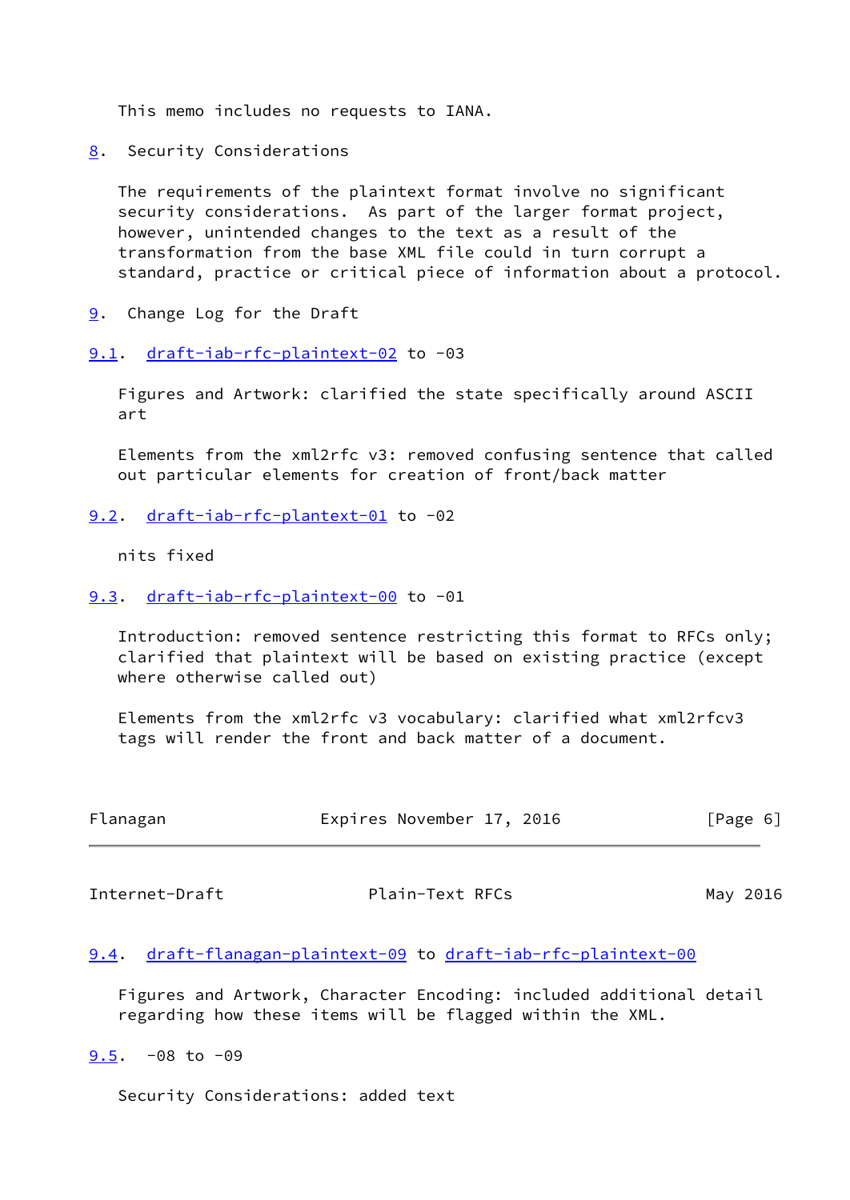This memo includes no requests to IANA.

## 8. Security Considerations

The requirements of the plaintext format involve no significant security considerations. As part of the larger format project, however, unintended changes to the text as a result of the transformation from the base XML file could in turn corrupt a standard, practice or critical piece of information about a protocol.

## 9. Change Log for the Draft

### 9.1. draft-iab-rfc-plaintext-02 to -03

Figures and Artwork: clarified the state specifically around ASCII art

Elements from the xml2rfc v3: removed confusing sentence that called out particular elements for creation of front/back matter

### 9.2. draft-iab-rfc-plantext-01 to -02

nits fixed

### 9.3. draft-iab-rfc-plaintext-00 to -01

Introduction: removed sentence restricting this format to RFCs only; clarified that plaintext will be based on existing practice (except where otherwise called out)

Elements from the xml2rfc v3 vocabulary: clarified what xml2rfcv3 tags will render the front and back matter of a document.

### 9.4. draft-flanagan-plaintext-09 to draft-iab-rfc-plaintext-00

Figures and Artwork, Character Encoding: included additional detail regarding how these items will be flagged within the XML.

### 9.5. -08 to -09

Security Considerations: added text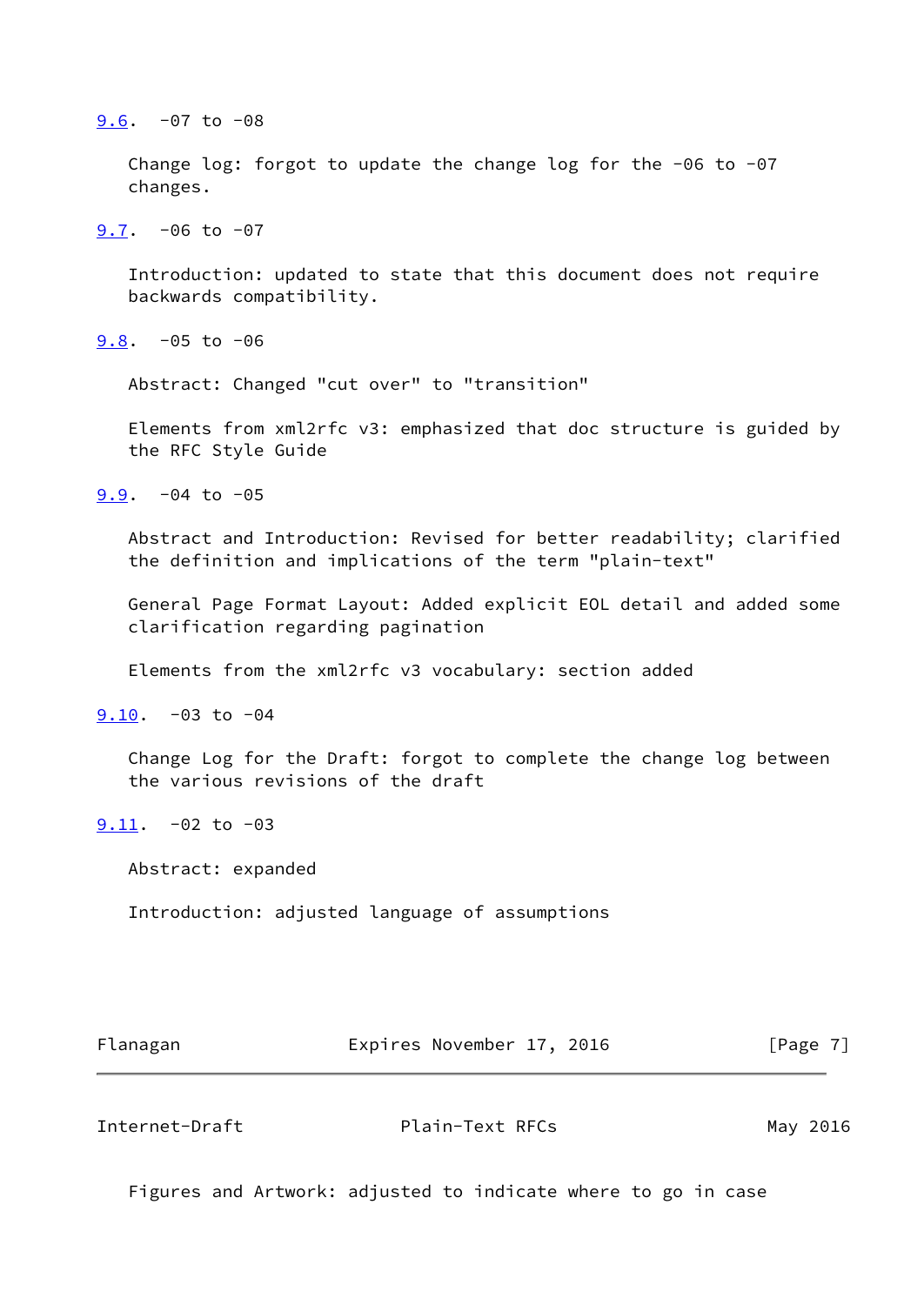### 9.6. -07 to -08

Change log: forgot to update the change log for the -06 to -07 changes.

### 9.7. -06 to -07

Introduction: updated to state that this document does not require backwards compatibility.

### 9.8. -05 to -06

Abstract: Changed "cut over" to "transition"

Elements from xml2rfc v3: emphasized that doc structure is guided by the RFC Style Guide

### 9.9. -04 to -05

Abstract and Introduction: Revised for better readability; clarified the definition and implications of the term "plain-text"

General Page Format Layout: Added explicit EOL detail and added some clarification regarding pagination

Elements from the xml2rfc v3 vocabulary: section added

### 9.10. -03 to -04

Change Log for the Draft: forgot to complete the change log between the various revisions of the draft

### 9.11. -02 to -03

Abstract: expanded

Introduction: adjusted language of assumptions

Figures and Artwork: adjusted to indicate where to go in case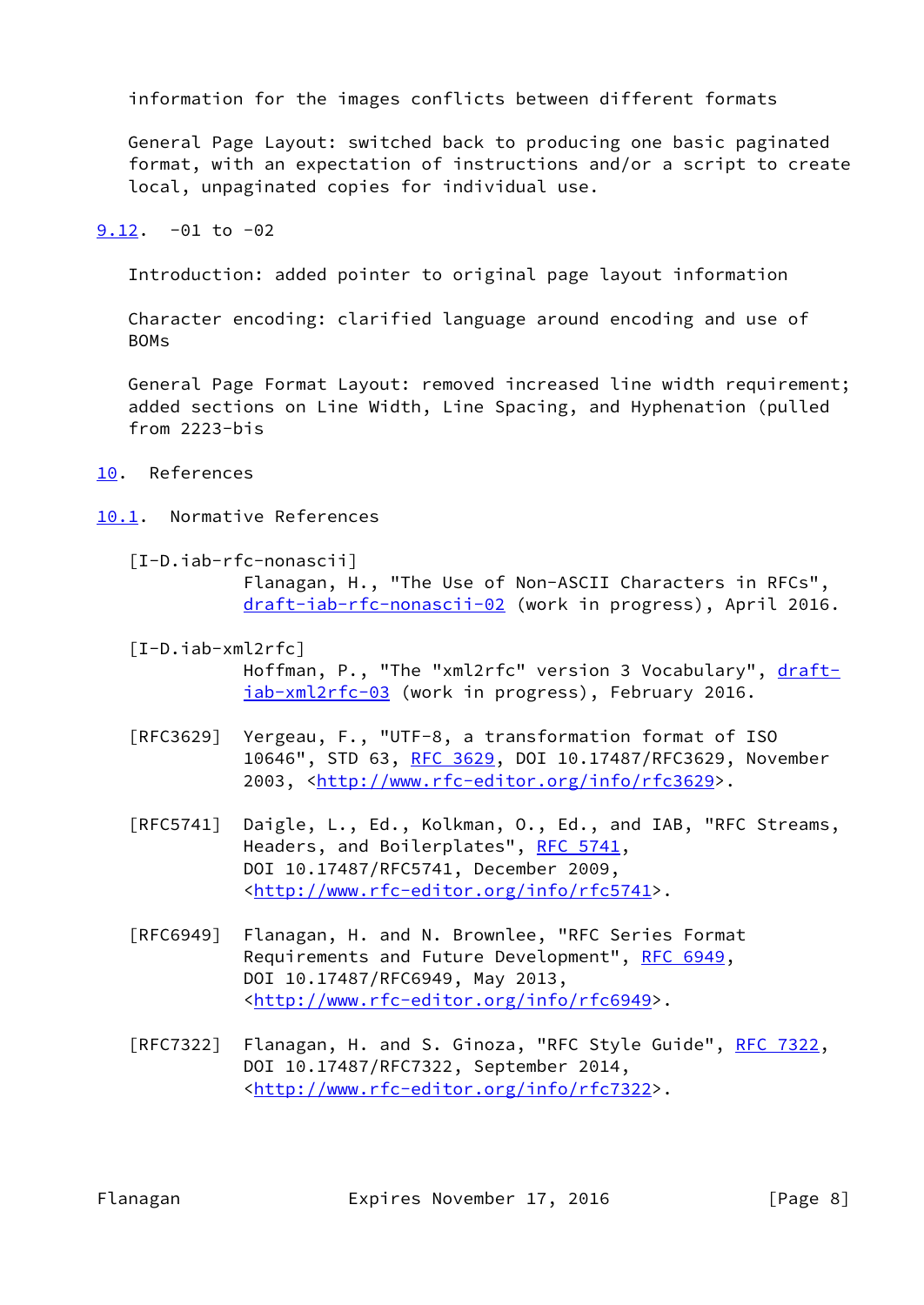information for the images conflicts between different formats

General Page Layout: switched back to producing one basic paginated format, with an expectation of instructions and/or a script to create local, unpaginated copies for individual use.

### 9.12. -01 to -02

Introduction: added pointer to original page layout information

Character encoding: clarified language around encoding and use of BOMs

General Page Format Layout: removed increased line width requirement; added sections on Line Width, Line Spacing, and Hyphenation (pulled from 2223-bis

## 10. References

### 10.1. Normative References

[I-D.iab-rfc-nonascii]
Flanagan, H., "The Use of Non-ASCII Characters in RFCs", draft-iab-rfc-nonascii-02 (work in progress), April 2016.

[I-D.iab-xml2rfc]
Hoffman, P., "The "xml2rfc" version 3 Vocabulary", draft-iab-xml2rfc-03 (work in progress), February 2016.

[RFC3629] Yergeau, F., "UTF-8, a transformation format of ISO 10646", STD 63, RFC 3629, DOI 10.17487/RFC3629, November 2003, <http://www.rfc-editor.org/info/rfc3629>.

[RFC5741] Daigle, L., Ed., Kolkman, O., Ed., and IAB, "RFC Streams, Headers, and Boilerplates", RFC 5741, DOI 10.17487/RFC5741, December 2009, <http://www.rfc-editor.org/info/rfc5741>.

[RFC6949] Flanagan, H. and N. Brownlee, "RFC Series Format Requirements and Future Development", RFC 6949, DOI 10.17487/RFC6949, May 2013, <http://www.rfc-editor.org/info/rfc6949>.

[RFC7322] Flanagan, H. and S. Ginoza, "RFC Style Guide", RFC 7322, DOI 10.17487/RFC7322, September 2014, <http://www.rfc-editor.org/info/rfc7322>.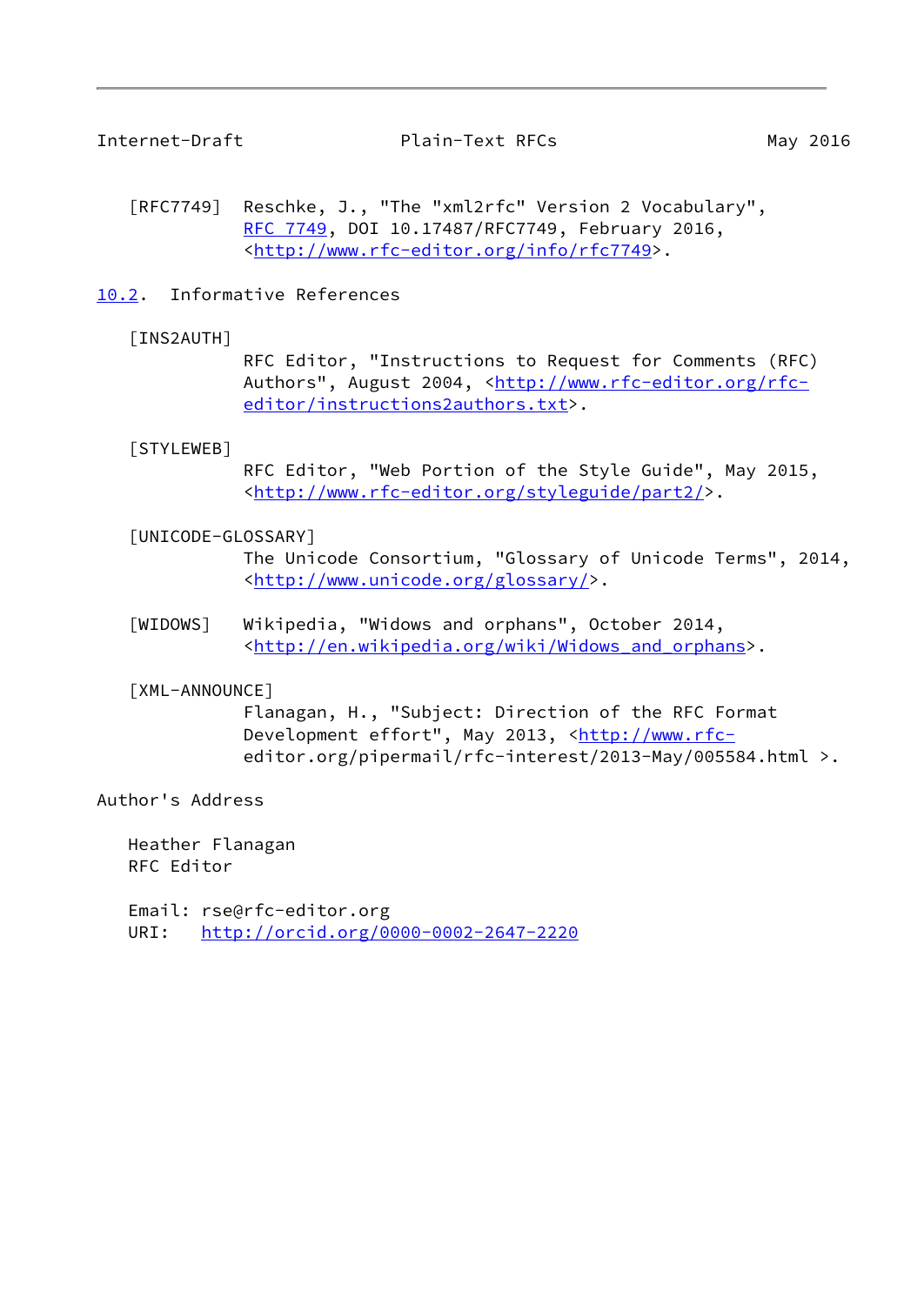[RFC7749] Reschke, J., "The "xml2rfc" Version 2 Vocabulary", RFC 7749, DOI 10.17487/RFC7749, February 2016, <http://www.rfc-editor.org/info/rfc7749>.

## 10.2. Informative References

[INS2AUTH]
RFC Editor, "Instructions to Request for Comments (RFC) Authors", August 2004, <http://www.rfc-editor.org/rfc-editor/instructions2authors.txt>.

[STYLEWEB]
RFC Editor, "Web Portion of the Style Guide", May 2015, <http://www.rfc-editor.org/styleguide/part2/>.

[UNICODE-GLOSSARY]
The Unicode Consortium, "Glossary of Unicode Terms", 2014, <http://www.unicode.org/glossary/>.

[WIDOWS] Wikipedia, "Widows and orphans", October 2014, <http://en.wikipedia.org/wiki/Widows_and_orphans>.

[XML-ANNOUNCE]
Flanagan, H., "Subject: Direction of the RFC Format Development effort", May 2013, <http://www.rfc-editor.org/pipermail/rfc-interest/2013-May/005584.html >.

## Author's Address

Heather Flanagan
RFC Editor

Email: rse@rfc-editor.org
URI: http://orcid.org/0000-0002-2647-2220